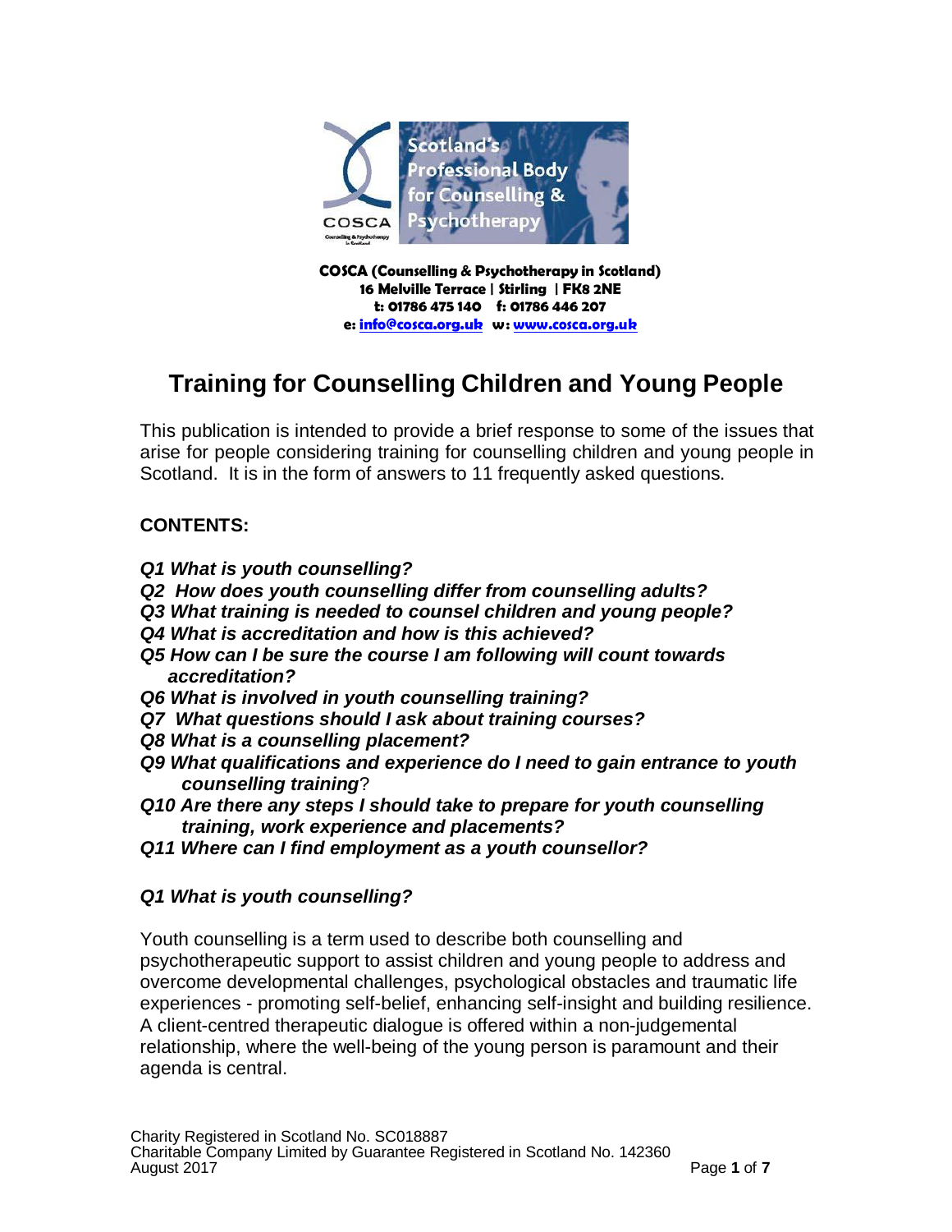COSCA (Counselling & Psychotherapy in Scotland)
16 Melville Terrace | Stirling | FK8 2NE
t: 01786 475 140 f: 01786 446 207
e: info@cosca.org.uk w: www.cosca.org.uk

# Training for Counselling Children and Young People

This publication is intended to provide a brief response to some of the issues that arise for people considering training for counselling children and young people in Scotland. It is in the form of answers to 11 frequently asked questions.

**CONTENTS:**

***Q1 What is youth counselling?***
***Q2 How does youth counselling differ from counselling adults?***
***Q3 What training is needed to counsel children and young people?***
***Q4 What is accreditation and how is this achieved?***
***Q5 How can I be sure the course I am following will count towards accreditation?***
***Q6 What is involved in youth counselling training?***
***Q7 What questions should I ask about training courses?***
***Q8 What is a counselling placement?***
***Q9 What qualifications and experience do I need to gain entrance to youth counselling training?***
***Q10 Are there any steps I should take to prepare for youth counselling training, work experience and placements?***
***Q11 Where can I find employment as a youth counsellor?***

### *Q1 What is youth counselling?*

Youth counselling is a term used to describe both counselling and psychotherapeutic support to assist children and young people to address and overcome developmental challenges, psychological obstacles and traumatic life experiences - promoting self-belief, enhancing self-insight and building resilience. A client-centred therapeutic dialogue is offered within a non-judgemental relationship, where the well-being of the young person is paramount and their agenda is central.

Charity Registered in Scotland No. SC018887
Charitable Company Limited by Guarantee Registered in Scotland No. 142360
August 2017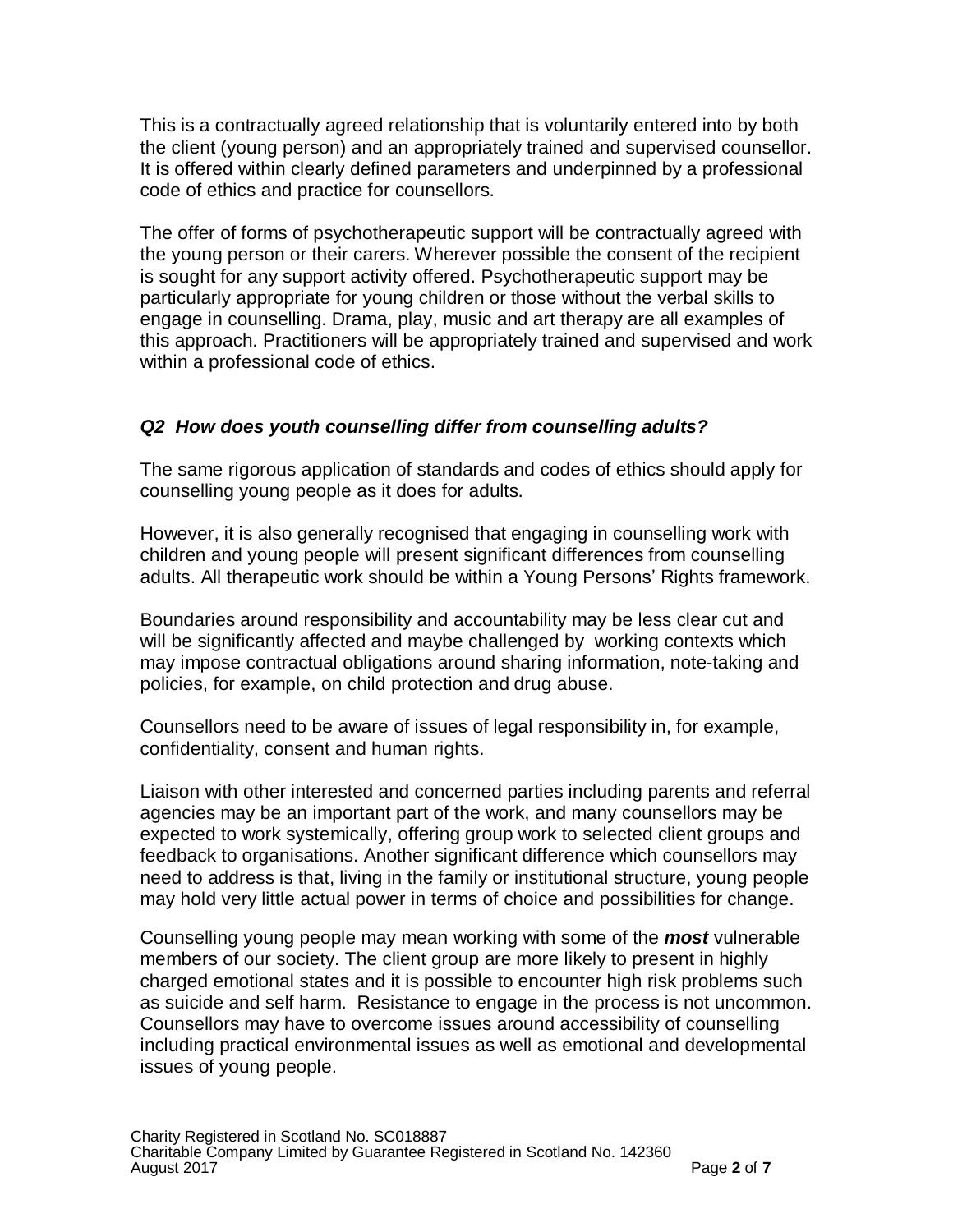This is a contractually agreed relationship that is voluntarily entered into by both the client (young person) and an appropriately trained and supervised counsellor. It is offered within clearly defined parameters and underpinned by a professional code of ethics and practice for counsellors.

The offer of forms of psychotherapeutic support will be contractually agreed with the young person or their carers. Wherever possible the consent of the recipient is sought for any support activity offered. Psychotherapeutic support may be particularly appropriate for young children or those without the verbal skills to engage in counselling. Drama, play, music and art therapy are all examples of this approach. Practitioners will be appropriately trained and supervised and work within a professional code of ethics.

### *Q2 How does youth counselling differ from counselling adults?*

The same rigorous application of standards and codes of ethics should apply for counselling young people as it does for adults.

However, it is also generally recognised that engaging in counselling work with children and young people will present significant differences from counselling adults. All therapeutic work should be within a Young Persons' Rights framework.

Boundaries around responsibility and accountability may be less clear cut and will be significantly affected and maybe challenged by working contexts which may impose contractual obligations around sharing information, note-taking and policies, for example, on child protection and drug abuse.

Counsellors need to be aware of issues of legal responsibility in, for example, confidentiality, consent and human rights.

Liaison with other interested and concerned parties including parents and referral agencies may be an important part of the work, and many counsellors may be expected to work systemically, offering group work to selected client groups and feedback to organisations. Another significant difference which counsellors may need to address is that, living in the family or institutional structure, young people may hold very little actual power in terms of choice and possibilities for change.

Counselling young people may mean working with some of the ***most*** vulnerable members of our society. The client group are more likely to present in highly charged emotional states and it is possible to encounter high risk problems such as suicide and self harm. Resistance to engage in the process is not uncommon. Counsellors may have to overcome issues around accessibility of counselling including practical environmental issues as well as emotional and developmental issues of young people.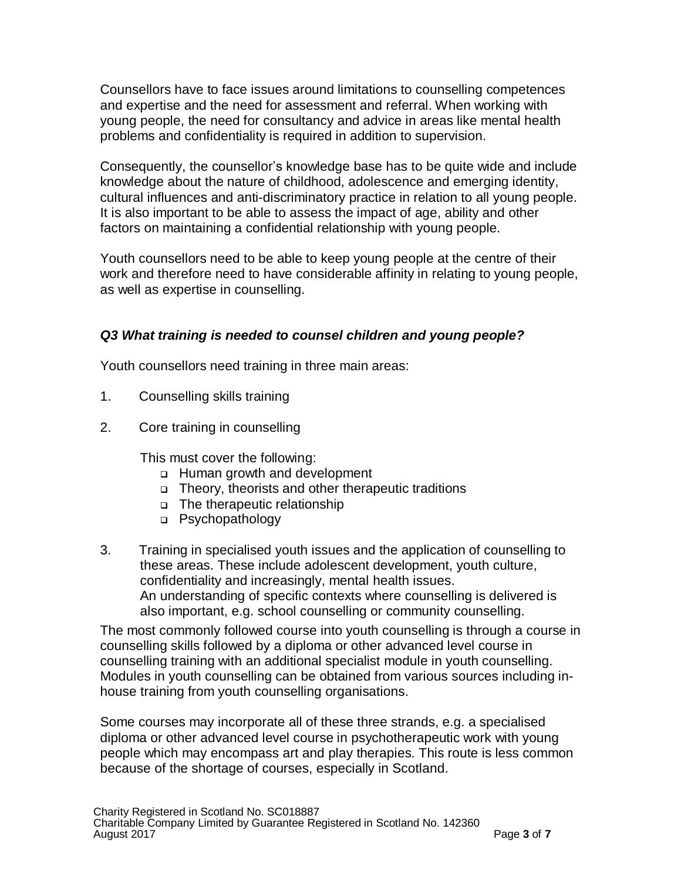Counsellors have to face issues around limitations to counselling competences and expertise and the need for assessment and referral. When working with young people, the need for consultancy and advice in areas like mental health problems and confidentiality is required in addition to supervision.

Consequently, the counsellor's knowledge base has to be quite wide and include knowledge about the nature of childhood, adolescence and emerging identity, cultural influences and anti-discriminatory practice in relation to all young people. It is also important to be able to assess the impact of age, ability and other factors on maintaining a confidential relationship with young people.

Youth counsellors need to be able to keep young people at the centre of their work and therefore need to have considerable affinity in relating to young people, as well as expertise in counselling.

### *Q3 What training is needed to counsel children and young people?*

Youth counsellors need training in three main areas:

1. Counselling skills training

2. Core training in counselling

   This must cover the following:
   - Human growth and development
   - Theory, theorists and other therapeutic traditions
   - The therapeutic relationship
   - Psychopathology

3. Training in specialised youth issues and the application of counselling to these areas. These include adolescent development, youth culture, confidentiality and increasingly, mental health issues.
   An understanding of specific contexts where counselling is delivered is also important, e.g. school counselling or community counselling.

The most commonly followed course into youth counselling is through a course in counselling skills followed by a diploma or other advanced level course in counselling training with an additional specialist module in youth counselling. Modules in youth counselling can be obtained from various sources including in-house training from youth counselling organisations.

Some courses may incorporate all of these three strands, e.g. a specialised diploma or other advanced level course in psychotherapeutic work with young people which may encompass art and play therapies. This route is less common because of the shortage of courses, especially in Scotland.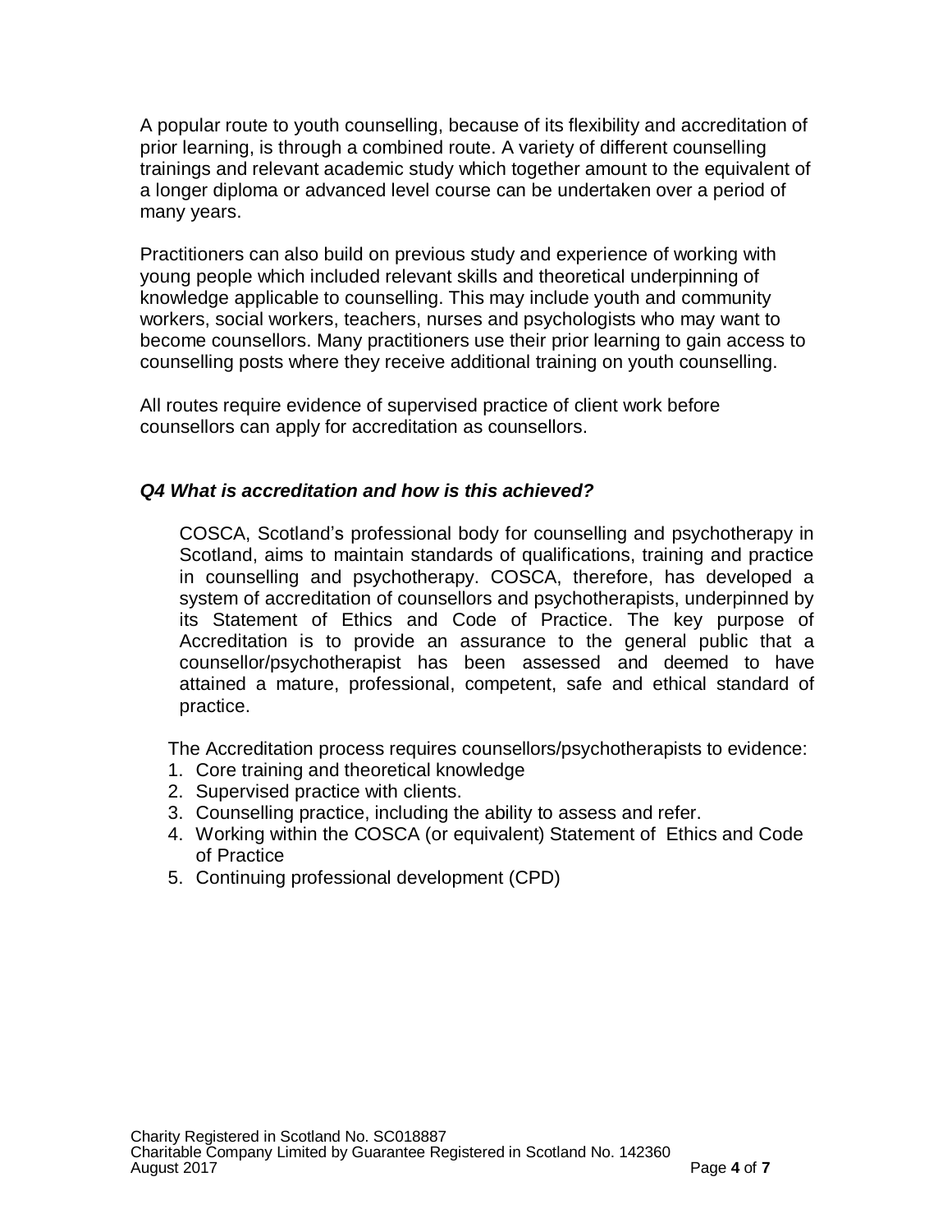A popular route to youth counselling, because of its flexibility and accreditation of prior learning, is through a combined route. A variety of different counselling trainings and relevant academic study which together amount to the equivalent of a longer diploma or advanced level course can be undertaken over a period of many years.

Practitioners can also build on previous study and experience of working with young people which included relevant skills and theoretical underpinning of knowledge applicable to counselling. This may include youth and community workers, social workers, teachers, nurses and psychologists who may want to become counsellors. Many practitioners use their prior learning to gain access to counselling posts where they receive additional training on youth counselling.

All routes require evidence of supervised practice of client work before counsellors can apply for accreditation as counsellors.

### *Q4 What is accreditation and how is this achieved?*

COSCA, Scotland's professional body for counselling and psychotherapy in Scotland, aims to maintain standards of qualifications, training and practice in counselling and psychotherapy. COSCA, therefore, has developed a system of accreditation of counsellors and psychotherapists, underpinned by its Statement of Ethics and Code of Practice. The key purpose of Accreditation is to provide an assurance to the general public that a counsellor/psychotherapist has been assessed and deemed to have attained a mature, professional, competent, safe and ethical standard of practice.

The Accreditation process requires counsellors/psychotherapists to evidence:

1. Core training and theoretical knowledge
2. Supervised practice with clients.
3. Counselling practice, including the ability to assess and refer.
4. Working within the COSCA (or equivalent) Statement of Ethics and Code of Practice
5. Continuing professional development (CPD)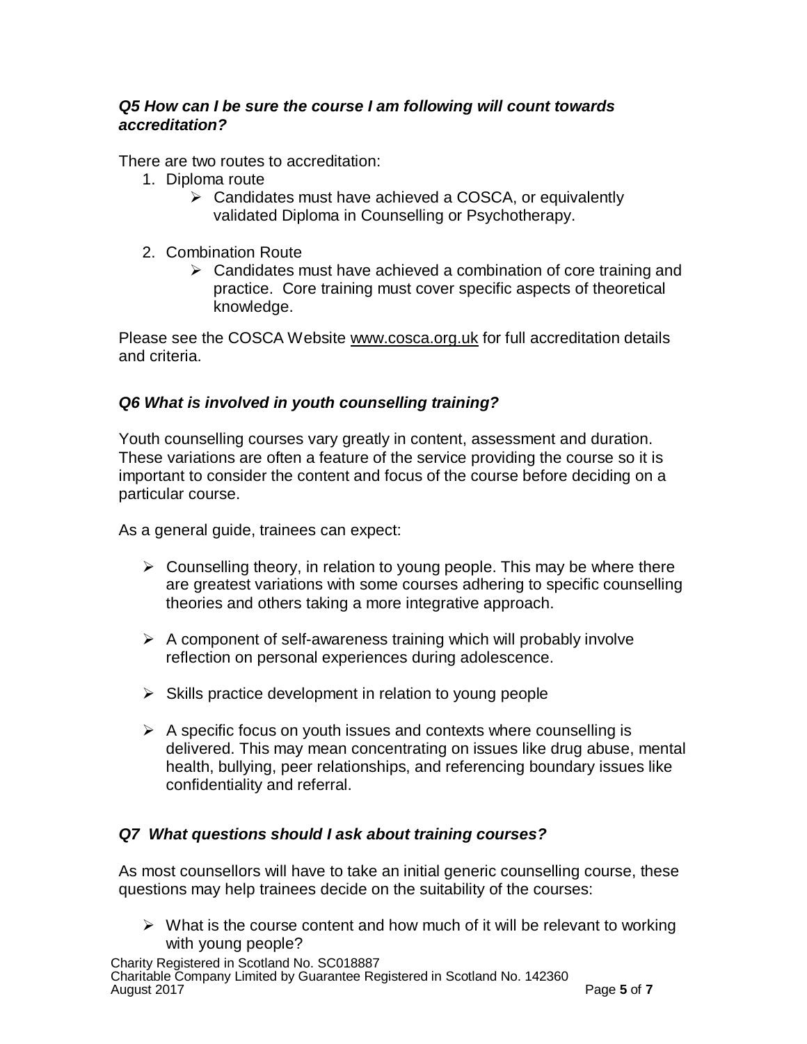### *Q5 How can I be sure the course I am following will count towards accreditation?*

There are two routes to accreditation:

1. Diploma route
   - Candidates must have achieved a COSCA, or equivalently validated Diploma in Counselling or Psychotherapy.

2. Combination Route
   - Candidates must have achieved a combination of core training and practice. Core training must cover specific aspects of theoretical knowledge.

Please see the COSCA Website www.cosca.org.uk for full accreditation details and criteria.

### *Q6 What is involved in youth counselling training?*

Youth counselling courses vary greatly in content, assessment and duration. These variations are often a feature of the service providing the course so it is important to consider the content and focus of the course before deciding on a particular course.

As a general guide, trainees can expect:

- Counselling theory, in relation to young people. This may be where there are greatest variations with some courses adhering to specific counselling theories and others taking a more integrative approach.

- A component of self-awareness training which will probably involve reflection on personal experiences during adolescence.

- Skills practice development in relation to young people

- A specific focus on youth issues and contexts where counselling is delivered. This may mean concentrating on issues like drug abuse, mental health, bullying, peer relationships, and referencing boundary issues like confidentiality and referral.

### *Q7 What questions should I ask about training courses?*

As most counsellors will have to take an initial generic counselling course, these questions may help trainees decide on the suitability of the courses:

- What is the course content and how much of it will be relevant to working with young people?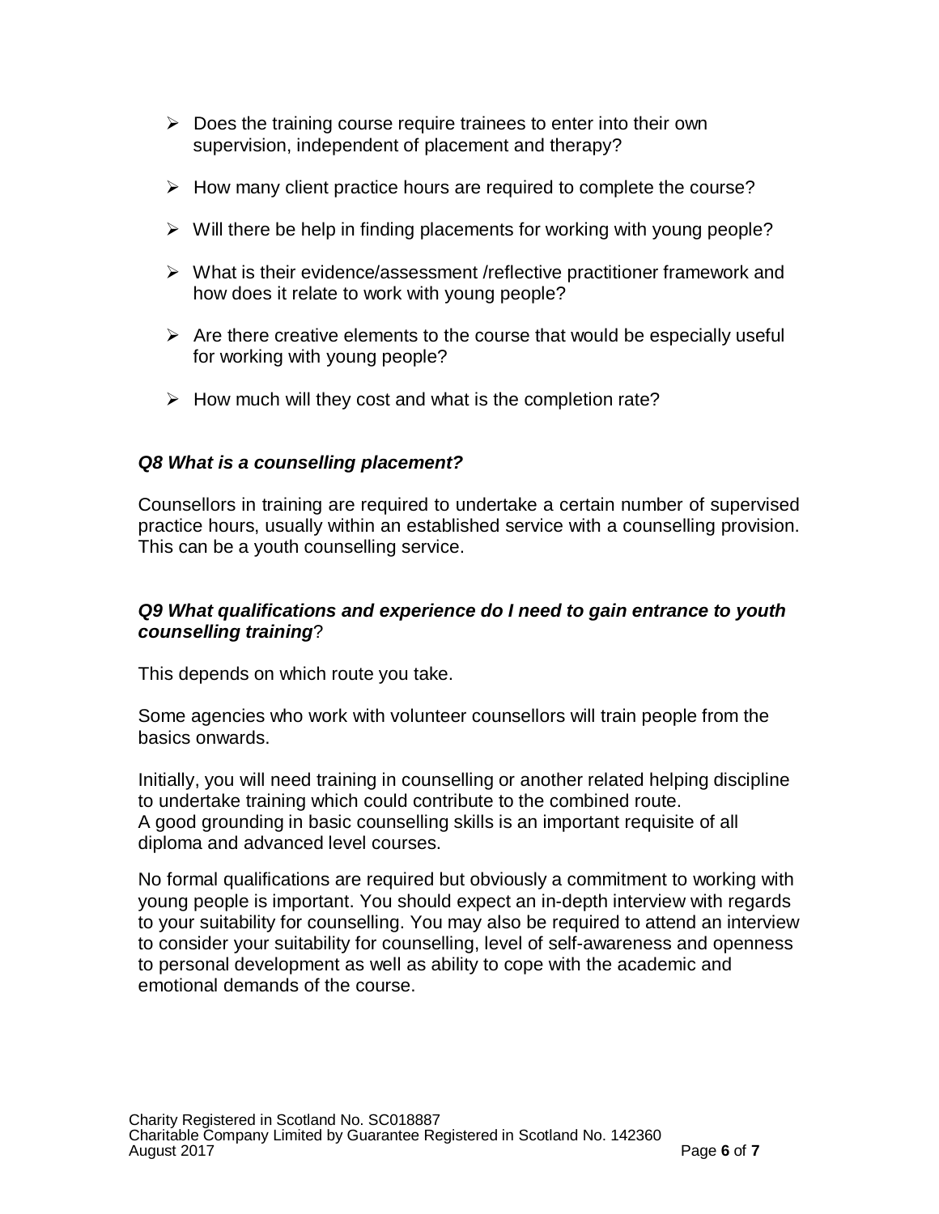- Does the training course require trainees to enter into their own supervision, independent of placement and therapy?
- How many client practice hours are required to complete the course?
- Will there be help in finding placements for working with young people?
- What is their evidence/assessment /reflective practitioner framework and how does it relate to work with young people?
- Are there creative elements to the course that would be especially useful for working with young people?
- How much will they cost and what is the completion rate?

### *Q8 What is a counselling placement?*

Counsellors in training are required to undertake a certain number of supervised practice hours, usually within an established service with a counselling provision. This can be a youth counselling service.

### *Q9 What qualifications and experience do I need to gain entrance to youth counselling training*?

This depends on which route you take.

Some agencies who work with volunteer counsellors will train people from the basics onwards.

Initially, you will need training in counselling or another related helping discipline to undertake training which could contribute to the combined route.
A good grounding in basic counselling skills is an important requisite of all diploma and advanced level courses.

No formal qualifications are required but obviously a commitment to working with young people is important. You should expect an in-depth interview with regards to your suitability for counselling. You may also be required to attend an interview to consider your suitability for counselling, level of self-awareness and openness to personal development as well as ability to cope with the academic and emotional demands of the course.

Charity Registered in Scotland No. SC018887
Charitable Company Limited by Guarantee Registered in Scotland No. 142360
August 2017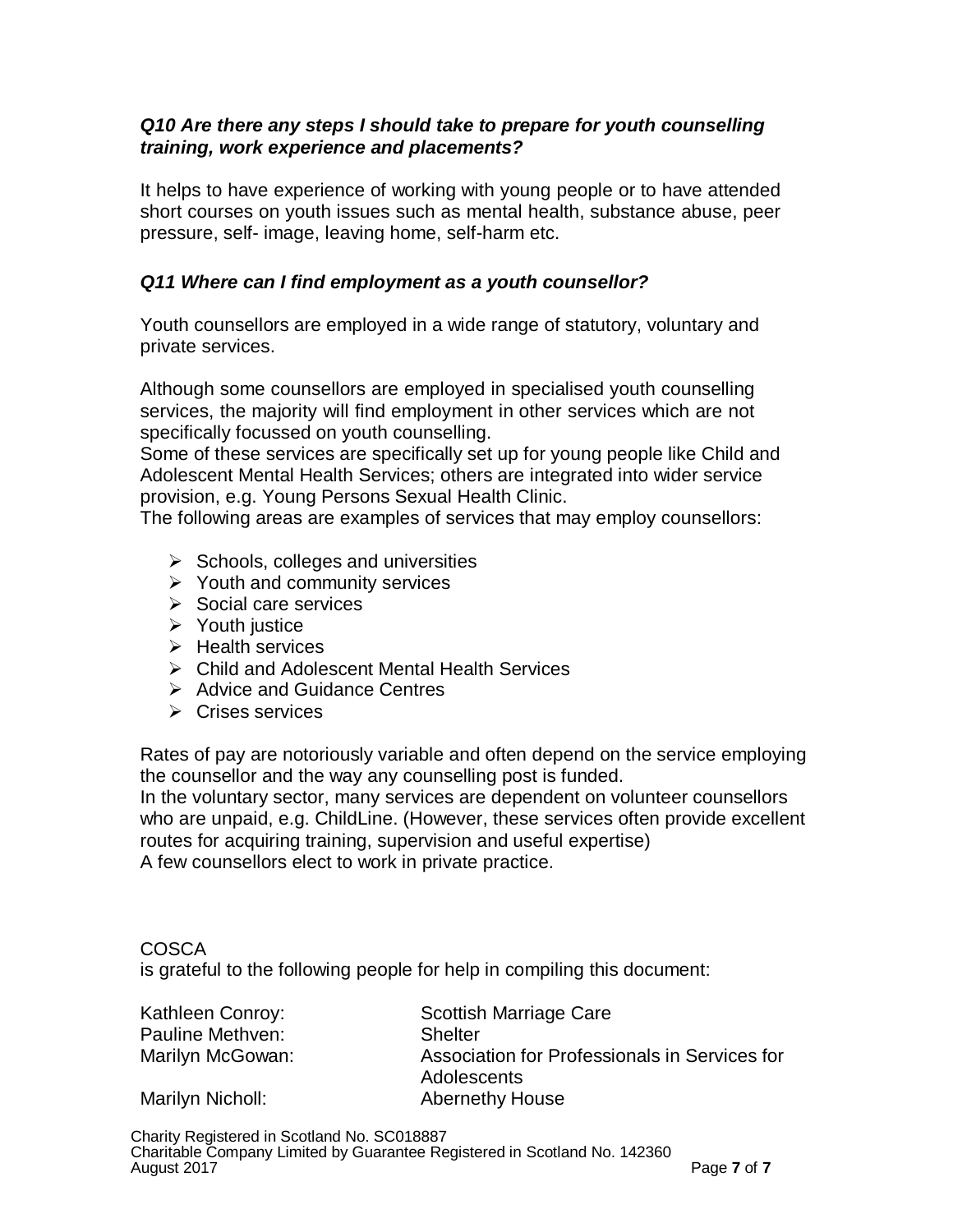### *Q10 Are there any steps I should take to prepare for youth counselling training, work experience and placements?*

It helps to have experience of working with young people or to have attended short courses on youth issues such as mental health, substance abuse, peer pressure, self- image, leaving home, self-harm etc.

### *Q11 Where can I find employment as a youth counsellor?*

Youth counsellors are employed in a wide range of statutory, voluntary and private services.

Although some counsellors are employed in specialised youth counselling services, the majority will find employment in other services which are not specifically focussed on youth counselling.
Some of these services are specifically set up for young people like Child and Adolescent Mental Health Services; others are integrated into wider service provision, e.g. Young Persons Sexual Health Clinic.
The following areas are examples of services that may employ counsellors:

- Schools, colleges and universities
- Youth and community services
- Social care services
- Youth justice
- Health services
- Child and Adolescent Mental Health Services
- Advice and Guidance Centres
- Crises services

Rates of pay are notoriously variable and often depend on the service employing the counsellor and the way any counselling post is funded.
In the voluntary sector, many services are dependent on volunteer counsellors who are unpaid, e.g. ChildLine. (However, these services often provide excellent routes for acquiring training, supervision and useful expertise)
A few counsellors elect to work in private practice.

COSCA
is grateful to the following people for help in compiling this document:

| | |
|---|---|
| Kathleen Conroy: | Scottish Marriage Care |
| Pauline Methven: | Shelter |
| Marilyn McGowan: | Association for Professionals in Services for Adolescents |
| Marilyn Nicholl: | Abernethy House |

Charity Registered in Scotland No. SC018887
Charitable Company Limited by Guarantee Registered in Scotland No. 142360
August 2017